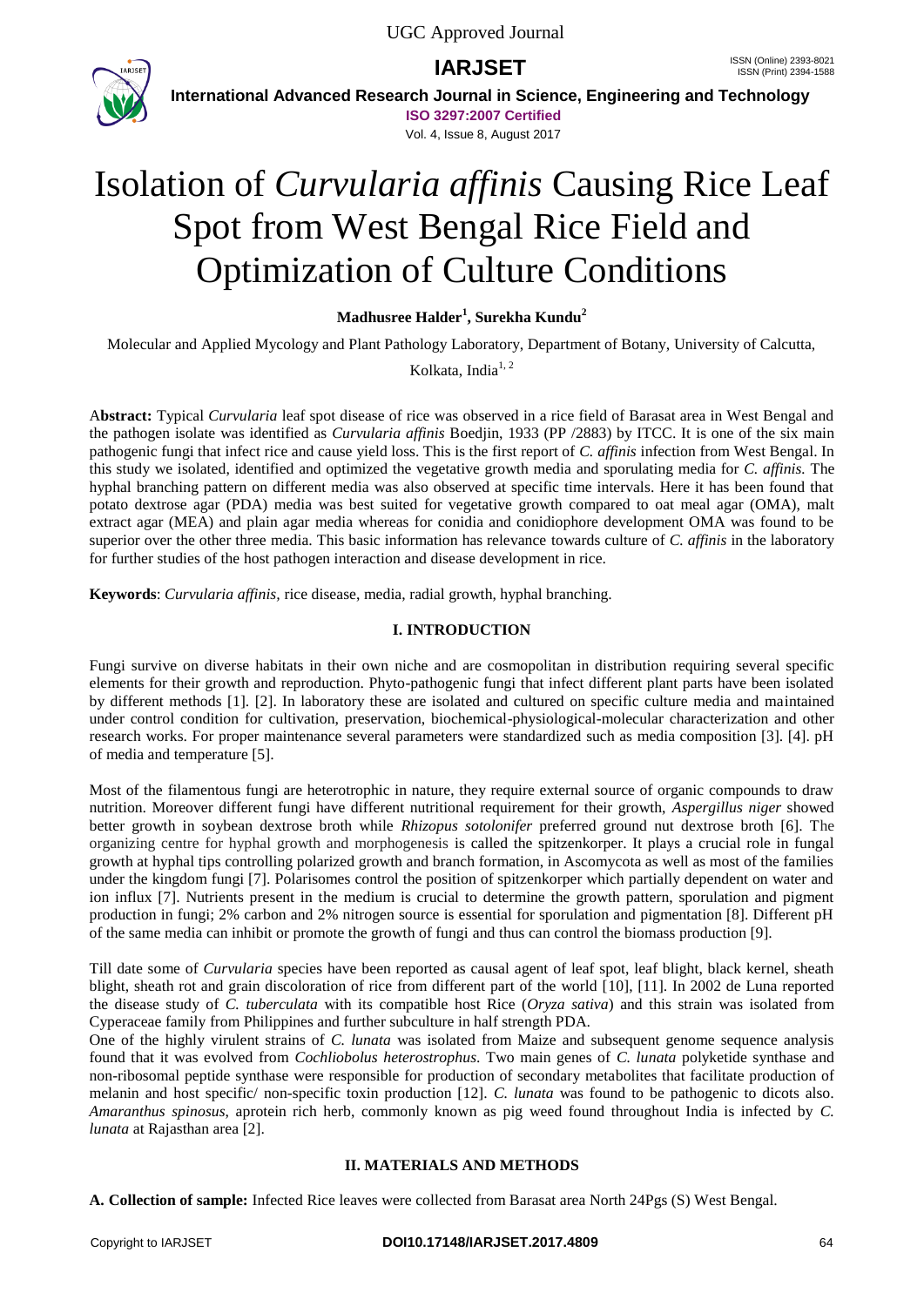# Isolation of *Curvularia affinis* Causing Rice Leaf Spot from West Bengal Rice Field and Optimization of Culture Conditions

**Madhusree Halder[1], Surekha Kundu[2]**

Molecular and Applied Mycology and Plant Pathology Laboratory, Department of Botany, University of Calcutta, Kolkata, India[1, 2]

**Abstract:** Typical *Curvularia* leaf spot disease of rice was observed in a rice field of Barasat area in West Bengal and the pathogen isolate was identified as *Curvularia affinis* Boedjin, 1933 (PP /2883) by ITCC. It is one of the six main pathogenic fungi that infect rice and cause yield loss. This is the first report of *C. affinis* infection from West Bengal. In this study we isolated, identified and optimized the vegetative growth media and sporulating media for *C. affinis.* The hyphal branching pattern on different media was also observed at specific time intervals. Here it has been found that potato dextrose agar (PDA) media was best suited for vegetative growth compared to oat meal agar (OMA), malt extract agar (MEA) and plain agar media whereas for conidia and conidiophore development OMA was found to be superior over the other three media. This basic information has relevance towards culture of *C. affinis* in the laboratory for further studies of the host pathogen interaction and disease development in rice.

**Keywords**: *Curvularia affinis,* rice disease, media, radial growth, hyphal branching.

## I. INTRODUCTION

Fungi survive on diverse habitats in their own niche and are cosmopolitan in distribution requiring several specific elements for their growth and reproduction. Phyto-pathogenic fungi that infect different plant parts have been isolated by different methods [1]. [2]. In laboratory these are isolated and cultured on specific culture media and maintained under control condition for cultivation, preservation, biochemical-physiological-molecular characterization and other research works. For proper maintenance several parameters were standardized such as media composition [3]. [4]. pH of media and temperature [5].

Most of the filamentous fungi are heterotrophic in nature, they require external source of organic compounds to draw nutrition. Moreover different fungi have different nutritional requirement for their growth, *Aspergillus niger* showed better growth in soybean dextrose broth while *Rhizopus sotolonifer* preferred ground nut dextrose broth [6]. The organizing centre for hyphal growth and morphogenesis is called the spitzenkorper. It plays a crucial role in fungal growth at hyphal tips controlling polarized growth and branch formation, in Ascomycota as well as most of the families under the kingdom fungi [7]. Polarisomes control the position of spitzenkorper which partially dependent on water and ion influx [7]. Nutrients present in the medium is crucial to determine the growth pattern, sporulation and pigment production in fungi; 2% carbon and 2% nitrogen source is essential for sporulation and pigmentation [8]. Different pH of the same media can inhibit or promote the growth of fungi and thus can control the biomass production [9].

Till date some of *Curvularia* species have been reported as causal agent of leaf spot, leaf blight, black kernel, sheath blight, sheath rot and grain discoloration of rice from different part of the world [10], [11]. In 2002 de Luna reported the disease study of *C. tuberculata* with its compatible host Rice (*Oryza sativa*) and this strain was isolated from Cyperaceae family from Philippines and further subculture in half strength PDA.

One of the highly virulent strains of *C. lunata* was isolated from Maize and subsequent genome sequence analysis found that it was evolved from *Cochliobolus heterostrophus*. Two main genes of *C. lunata* polyketide synthase and non-ribosomal peptide synthase were responsible for production of secondary metabolites that facilitate production of melanin and host specific/ non-specific toxin production [12]. *C. lunata* was found to be pathogenic to dicots also. *Amaranthus spinosus*, aprotein rich herb, commonly known as pig weed found throughout India is infected by *C. lunata* at Rajasthan area [2].

## II. MATERIALS AND METHODS

**A. Collection of sample:** Infected Rice leaves were collected from Barasat area North 24Pgs (S) West Bengal.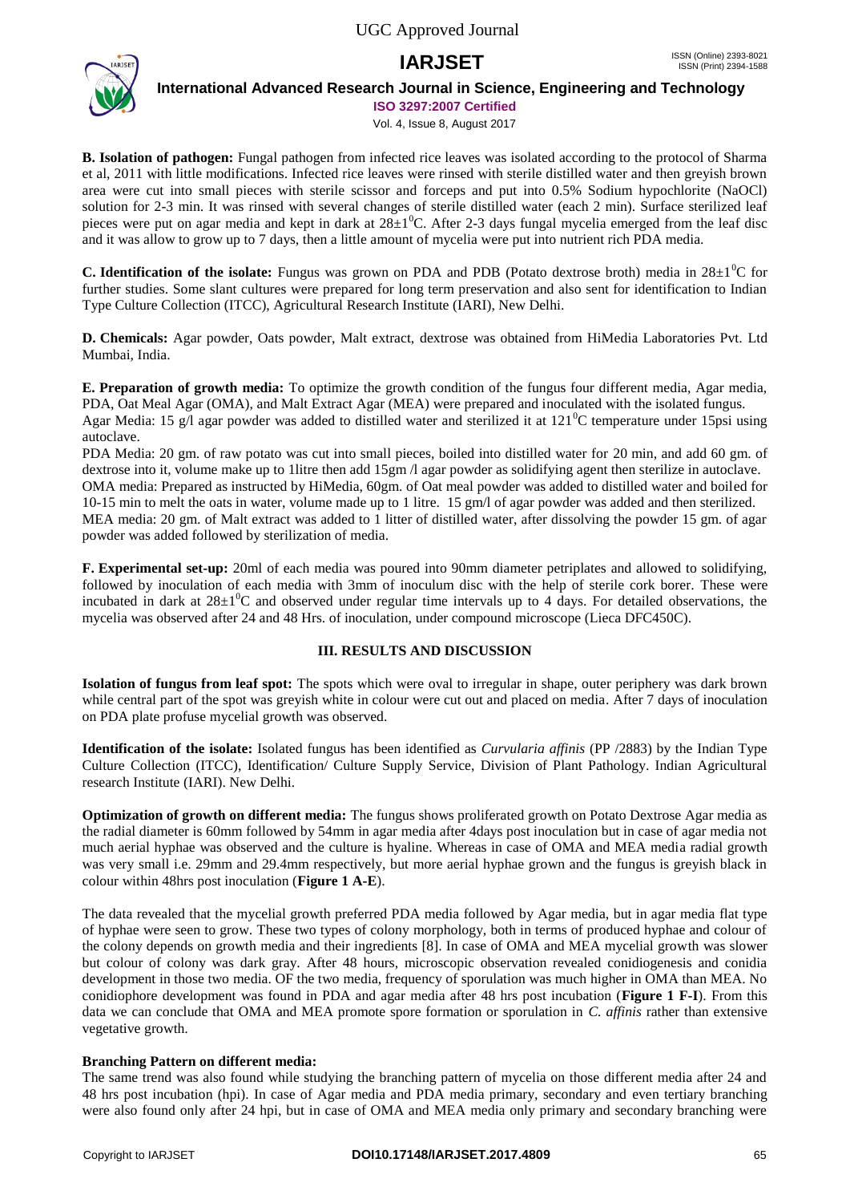**B. Isolation of pathogen:** Fungal pathogen from infected rice leaves was isolated according to the protocol of Sharma et al, 2011 with little modifications. Infected rice leaves were rinsed with sterile distilled water and then greyish brown area were cut into small pieces with sterile scissor and forceps and put into 0.5% Sodium hypochlorite (NaOCl) solution for 2-3 min. It was rinsed with several changes of sterile distilled water (each 2 min). Surface sterilized leaf pieces were put on agar media and kept in dark at $28\pm1^0$C. After 2-3 days fungal mycelia emerged from the leaf disc and it was allow to grow up to 7 days, then a little amount of mycelia were put into nutrient rich PDA media.

**C. Identification of the isolate:** Fungus was grown on PDA and PDB (Potato dextrose broth) media in $28\pm1^0$C for further studies. Some slant cultures were prepared for long term preservation and also sent for identification to Indian Type Culture Collection (ITCC), Agricultural Research Institute (IARI), New Delhi.

**D. Chemicals:** Agar powder, Oats powder, Malt extract, dextrose was obtained from HiMedia Laboratories Pvt. Ltd Mumbai, India.

**E. Preparation of growth media:** To optimize the growth condition of the fungus four different media, Agar media, PDA, Oat Meal Agar (OMA), and Malt Extract Agar (MEA) were prepared and inoculated with the isolated fungus.
Agar Media: 15 g/l agar powder was added to distilled water and sterilized it at $121^0$C temperature under 15psi using autoclave.
PDA Media: 20 gm. of raw potato was cut into small pieces, boiled into distilled water for 20 min, and add 60 gm. of dextrose into it, volume make up to 1litre then add 15gm /l agar powder as solidifying agent then sterilize in autoclave.
OMA media: Prepared as instructed by HiMedia, 60gm. of Oat meal powder was added to distilled water and boiled for 10-15 min to melt the oats in water, volume made up to 1 litre. 15 gm/l of agar powder was added and then sterilized.
MEA media: 20 gm. of Malt extract was added to 1 litter of distilled water, after dissolving the powder 15 gm. of agar powder was added followed by sterilization of media.

**F. Experimental set-up:** 20ml of each media was poured into 90mm diameter petriplates and allowed to solidifying, followed by inoculation of each media with 3mm of inoculum disc with the help of sterile cork borer. These were incubated in dark at $28\pm1^0$C and observed under regular time intervals up to 4 days. For detailed observations, the mycelia was observed after 24 and 48 Hrs. of inoculation, under compound microscope (Lieca DFC450C).

## III. RESULTS AND DISCUSSION

**Isolation of fungus from leaf spot:** The spots which were oval to irregular in shape, outer periphery was dark brown while central part of the spot was greyish white in colour were cut out and placed on media. After 7 days of inoculation on PDA plate profuse mycelial growth was observed.

**Identification of the isolate:** Isolated fungus has been identified as *Curvularia affinis* (PP /2883) by the Indian Type Culture Collection (ITCC), Identification/ Culture Supply Service, Division of Plant Pathology. Indian Agricultural research Institute (IARI). New Delhi.

**Optimization of growth on different media:** The fungus shows proliferated growth on Potato Dextrose Agar media as the radial diameter is 60mm followed by 54mm in agar media after 4days post inoculation but in case of agar media not much aerial hyphae was observed and the culture is hyaline. Whereas in case of OMA and MEA media radial growth was very small i.e. 29mm and 29.4mm respectively, but more aerial hyphae grown and the fungus is greyish black in colour within 48hrs post inoculation (**Figure 1 A-E**).

The data revealed that the mycelial growth preferred PDA media followed by Agar media, but in agar media flat type of hyphae were seen to grow. These two types of colony morphology, both in terms of produced hyphae and colour of the colony depends on growth media and their ingredients [8]. In case of OMA and MEA mycelial growth was slower but colour of colony was dark gray. After 48 hours, microscopic observation revealed conidiogenesis and conidia development in those two media. OF the two media, frequency of sporulation was much higher in OMA than MEA. No conidiophore development was found in PDA and agar media after 48 hrs post incubation (**Figure 1 F-I**). From this data we can conclude that OMA and MEA promote spore formation or sporulation in *C. affinis* rather than extensive vegetative growth.

**Branching Pattern on different media:**
The same trend was also found while studying the branching pattern of mycelia on those different media after 24 and 48 hrs post incubation (hpi). In case of Agar media and PDA media primary, secondary and even tertiary branching were also found only after 24 hpi, but in case of OMA and MEA media only primary and secondary branching were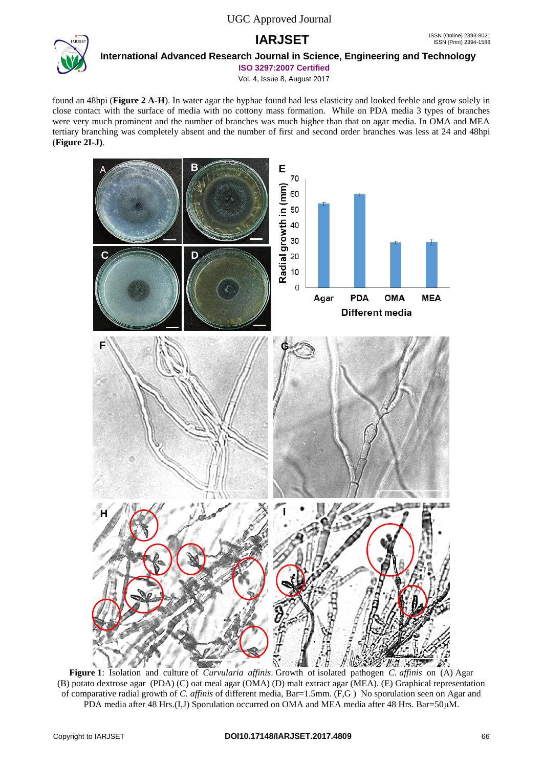found an 48hpi (**Figure 2 A-H**). In water agar the hyphae found less elasticity and looked feeble and grow solely in close contact with the surface of media with no cottony mass formation. While on PDA media 3 types of branches were very much prominent and the number of branches was much higher than that on agar media. In OMA and MEA tertiary branching was completely absent and the number of first and second order branches was less at 24 and 48hpi (**Figure 2I-J**).

**Figure 1**: Isolation and culture of *Curvularia affinis*. Growth of isolated pathogen *C. affinis* on (A) Agar (B) potato dextrose agar (PDA) (C) oat meal agar (OMA) (D) malt extract agar (MEA). (E) Graphical representation of comparative radial growth of *C. affinis* of different media, Bar=1.5mm. (F,G ) No sporulation seen on Agar and PDA media after 48 Hrs.(I,J) Sporulation occurred on OMA and MEA media after 48 Hrs. Bar=50µM.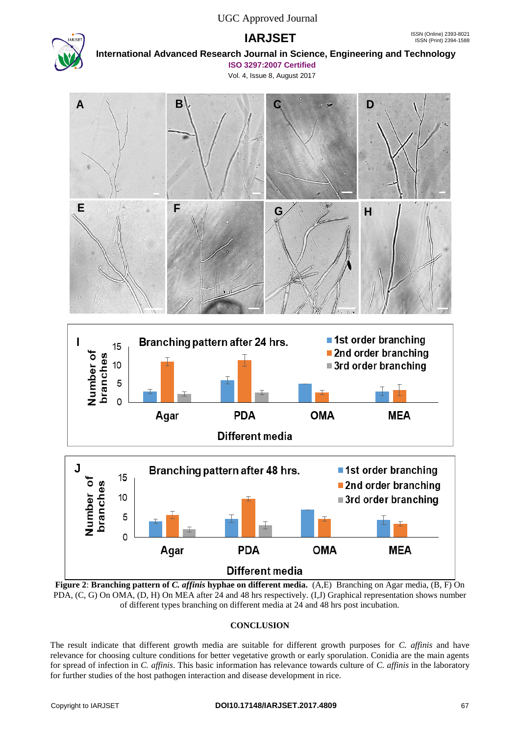**Figure 2**: **Branching pattern of *C. affinis* hyphae on different media.** (A,E) Branching on Agar media, (B, F) On PDA, (C, G) On OMA, (D, H) On MEA after 24 and 48 hrs respectively. (I,J) Graphical representation shows number of different types branching on different media at 24 and 48 hrs post incubation.

## CONCLUSION

The result indicate that different growth media are suitable for different growth purposes for *C. affinis* and have relevance for choosing culture conditions for better vegetative growth or early sporulation. Conidia are the main agents for spread of infection in *C. affinis*. This basic information has relevance towards culture of *C. affinis* in the laboratory for further studies of the host pathogen interaction and disease development in rice.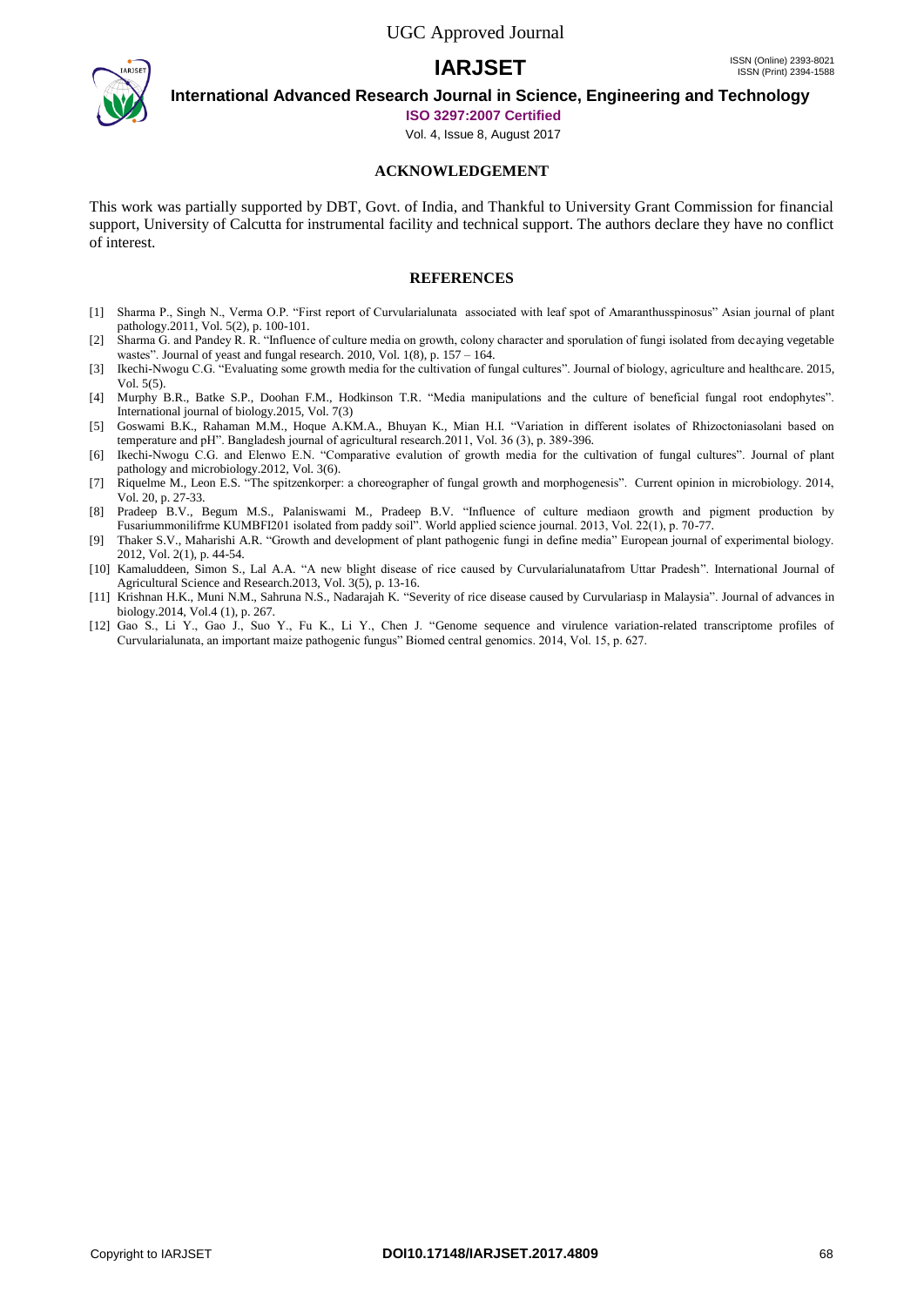## ACKNOWLEDGEMENT

This work was partially supported by DBT, Govt. of India, and Thankful to University Grant Commission for financial support, University of Calcutta for instrumental facility and technical support. The authors declare they have no conflict of interest.

## REFERENCES

[1] Sharma P., Singh N., Verma O.P. "First report of Curvularialunata associated with leaf spot of Amaranthusspinosus" Asian journal of plant pathology.2011, Vol. 5(2), p. 100-101.

[2] Sharma G. and Pandey R. R. "Influence of culture media on growth, colony character and sporulation of fungi isolated from decaying vegetable wastes". Journal of yeast and fungal research. 2010, Vol. 1(8), p. 157 – 164.

[3] Ikechi-Nwogu C.G. "Evaluating some growth media for the cultivation of fungal cultures". Journal of biology, agriculture and healthcare. 2015, Vol. 5(5).

[4] Murphy B.R., Batke S.P., Doohan F.M., Hodkinson T.R. "Media manipulations and the culture of beneficial fungal root endophytes". International journal of biology.2015, Vol. 7(3)

[5] Goswami B.K., Rahaman M.M., Hoque A.KM.A., Bhuyan K., Mian H.I. "Variation in different isolates of Rhizoctoniasolani based on temperature and pH". Bangladesh journal of agricultural research.2011, Vol. 36 (3), p. 389-396.

[6] Ikechi-Nwogu C.G. and Elenwo E.N. "Comparative evalution of growth media for the cultivation of fungal cultures". Journal of plant pathology and microbiology.2012, Vol. 3(6).

[7] Riquelme M., Leon E.S. "The spitzenkorper: a choreographer of fungal growth and morphogenesis". Current opinion in microbiology. 2014, Vol. 20, p. 27-33.

[8] Pradeep B.V., Begum M.S., Palaniswami M., Pradeep B.V. "Influence of culture mediaon growth and pigment production by Fusariummonilifrme KUMBFI201 isolated from paddy soil". World applied science journal. 2013, Vol. 22(1), p. 70-77.

[9] Thaker S.V., Maharishi A.R. "Growth and development of plant pathogenic fungi in define media" European journal of experimental biology. 2012, Vol. 2(1), p. 44-54.

[10] Kamaluddeen, Simon S., Lal A.A. "A new blight disease of rice caused by Curvularialunatafrom Uttar Pradesh". International Journal of Agricultural Science and Research.2013, Vol. 3(5), p. 13-16.

[11] Krishnan H.K., Muni N.M., Sahruna N.S., Nadarajah K. "Severity of rice disease caused by Curvulariasp in Malaysia". Journal of advances in biology.2014, Vol.4 (1), p. 267.

[12] Gao S., Li Y., Gao J., Suo Y., Fu K., Li Y., Chen J. "Genome sequence and virulence variation-related transcriptome profiles of Curvularialunata, an important maize pathogenic fungus" Biomed central genomics. 2014, Vol. 15, p. 627.